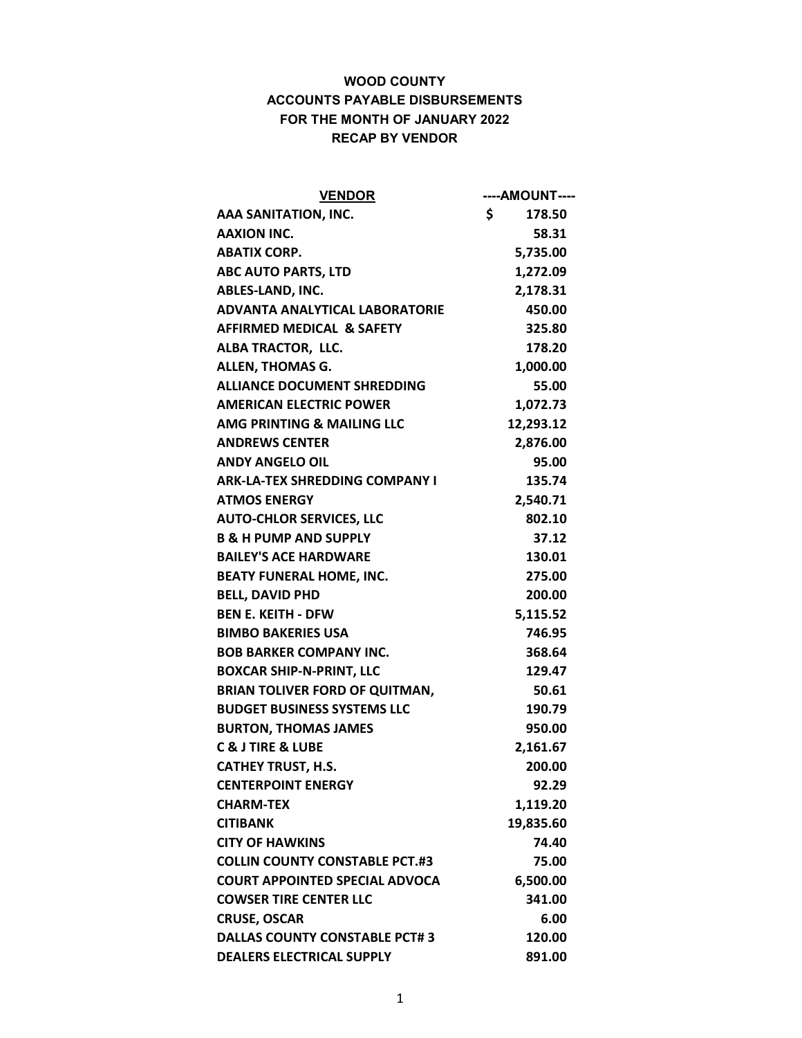**WOOD COUNTY**
**ACCOUNTS PAYABLE DISBURSEMENTS**
**FOR THE MONTH OF JANUARY 2022**
**RECAP BY VENDOR**

| VENDOR | ----AMOUNT---- |
|---|---|
| AAA SANITATION, INC. | $ 178.50 |
| AAXION INC. | 58.31 |
| ABATIX CORP. | 5,735.00 |
| ABC AUTO PARTS, LTD | 1,272.09 |
| ABLES-LAND, INC. | 2,178.31 |
| ADVANTA ANALYTICAL LABORATORIE | 450.00 |
| AFFIRMED MEDICAL & SAFETY | 325.80 |
| ALBA TRACTOR, LLC. | 178.20 |
| ALLEN, THOMAS G. | 1,000.00 |
| ALLIANCE DOCUMENT SHREDDING | 55.00 |
| AMERICAN ELECTRIC POWER | 1,072.73 |
| AMG PRINTING & MAILING LLC | 12,293.12 |
| ANDREWS CENTER | 2,876.00 |
| ANDY ANGELO OIL | 95.00 |
| ARK-LA-TEX SHREDDING COMPANY I | 135.74 |
| ATMOS ENERGY | 2,540.71 |
| AUTO-CHLOR SERVICES, LLC | 802.10 |
| B & H PUMP AND SUPPLY | 37.12 |
| BAILEY'S ACE HARDWARE | 130.01 |
| BEATY FUNERAL HOME, INC. | 275.00 |
| BELL, DAVID PHD | 200.00 |
| BEN E. KEITH - DFW | 5,115.52 |
| BIMBO BAKERIES USA | 746.95 |
| BOB BARKER COMPANY INC. | 368.64 |
| BOXCAR SHIP-N-PRINT, LLC | 129.47 |
| BRIAN TOLIVER FORD OF QUITMAN, | 50.61 |
| BUDGET BUSINESS SYSTEMS LLC | 190.79 |
| BURTON, THOMAS JAMES | 950.00 |
| C & J TIRE & LUBE | 2,161.67 |
| CATHEY TRUST, H.S. | 200.00 |
| CENTERPOINT ENERGY | 92.29 |
| CHARM-TEX | 1,119.20 |
| CITIBANK | 19,835.60 |
| CITY OF HAWKINS | 74.40 |
| COLLIN COUNTY CONSTABLE PCT.#3 | 75.00 |
| COURT APPOINTED SPECIAL ADVOCA | 6,500.00 |
| COWSER TIRE CENTER LLC | 341.00 |
| CRUSE, OSCAR | 6.00 |
| DALLAS COUNTY CONSTABLE PCT# 3 | 120.00 |
| DEALERS ELECTRICAL SUPPLY | 891.00 |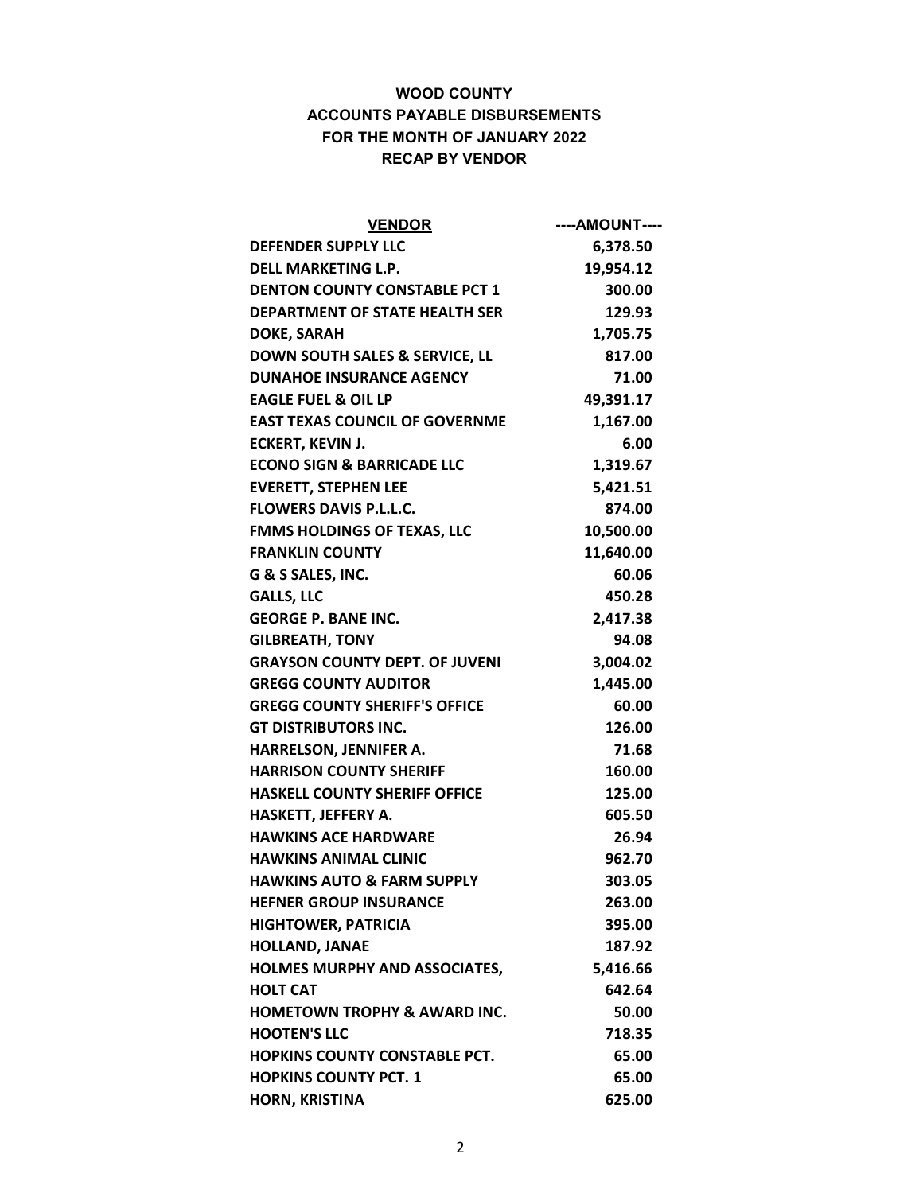**WOOD COUNTY**
**ACCOUNTS PAYABLE DISBURSEMENTS**
**FOR THE MONTH OF JANUARY 2022**
**RECAP BY VENDOR**

| VENDOR | ----AMOUNT---- |
|---|---:|
| DEFENDER SUPPLY LLC | 6,378.50 |
| DELL MARKETING L.P. | 19,954.12 |
| DENTON COUNTY CONSTABLE PCT 1 | 300.00 |
| DEPARTMENT OF STATE HEALTH SER | 129.93 |
| DOKE, SARAH | 1,705.75 |
| DOWN SOUTH SALES & SERVICE, LL | 817.00 |
| DUNAHOE INSURANCE AGENCY | 71.00 |
| EAGLE FUEL & OIL LP | 49,391.17 |
| EAST TEXAS COUNCIL OF GOVERNME | 1,167.00 |
| ECKERT, KEVIN J. | 6.00 |
| ECONO SIGN & BARRICADE LLC | 1,319.67 |
| EVERETT, STEPHEN LEE | 5,421.51 |
| FLOWERS DAVIS P.L.L.C. | 874.00 |
| FMMS HOLDINGS OF TEXAS, LLC | 10,500.00 |
| FRANKLIN COUNTY | 11,640.00 |
| G & S SALES, INC. | 60.06 |
| GALLS, LLC | 450.28 |
| GEORGE P. BANE INC. | 2,417.38 |
| GILBREATH, TONY | 94.08 |
| GRAYSON COUNTY DEPT. OF JUVENI | 3,004.02 |
| GREGG COUNTY AUDITOR | 1,445.00 |
| GREGG COUNTY SHERIFF'S OFFICE | 60.00 |
| GT DISTRIBUTORS INC. | 126.00 |
| HARRELSON, JENNIFER A. | 71.68 |
| HARRISON COUNTY SHERIFF | 160.00 |
| HASKELL COUNTY SHERIFF OFFICE | 125.00 |
| HASKETT, JEFFERY A. | 605.50 |
| HAWKINS ACE HARDWARE | 26.94 |
| HAWKINS ANIMAL CLINIC | 962.70 |
| HAWKINS AUTO & FARM SUPPLY | 303.05 |
| HEFNER GROUP INSURANCE | 263.00 |
| HIGHTOWER, PATRICIA | 395.00 |
| HOLLAND, JANAE | 187.92 |
| HOLMES MURPHY AND ASSOCIATES, | 5,416.66 |
| HOLT CAT | 642.64 |
| HOMETOWN TROPHY & AWARD INC. | 50.00 |
| HOOTEN'S LLC | 718.35 |
| HOPKINS COUNTY CONSTABLE PCT. | 65.00 |
| HOPKINS COUNTY PCT. 1 | 65.00 |
| HORN, KRISTINA | 625.00 |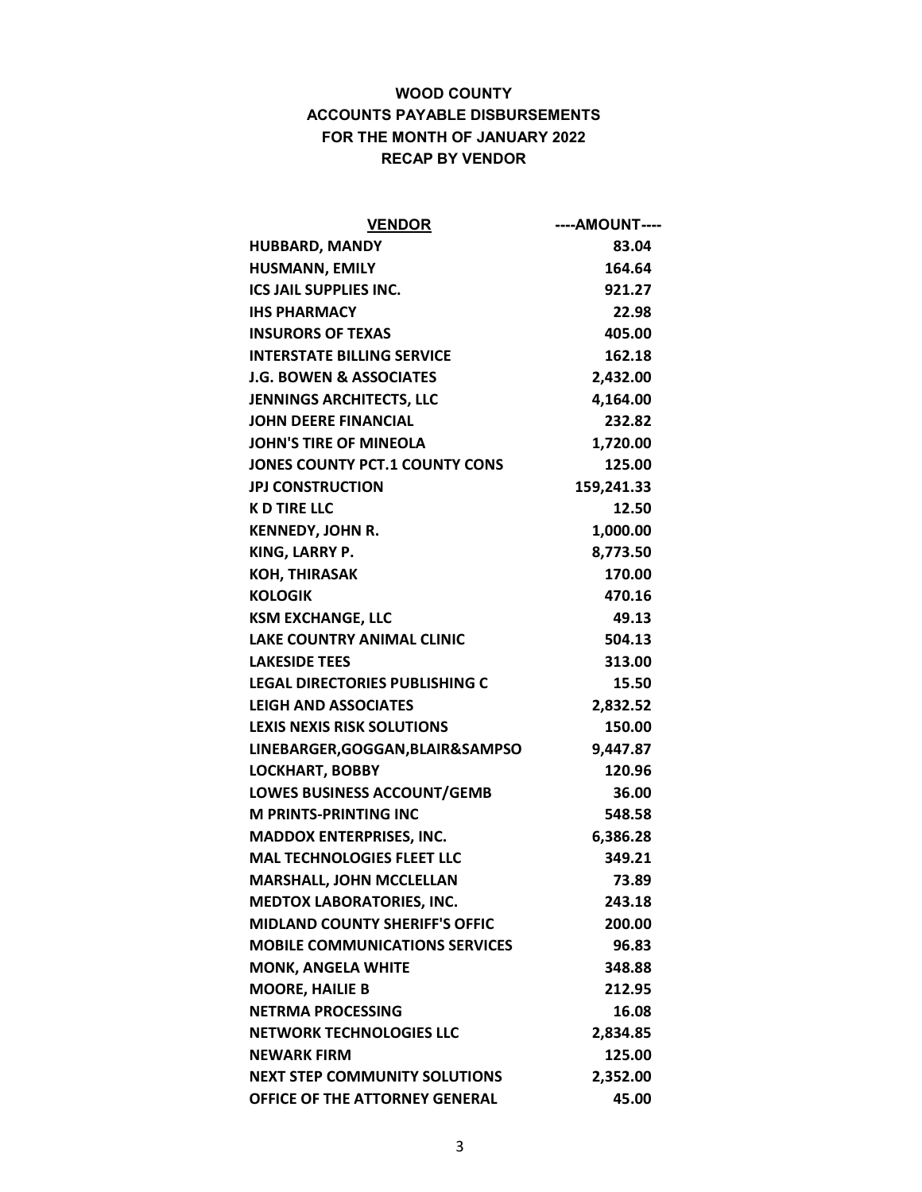# WOOD COUNTY
## ACCOUNTS PAYABLE DISBURSEMENTS
## FOR THE MONTH OF JANUARY 2022
## RECAP BY VENDOR

| VENDOR | ----AMOUNT---- |
|---|---:|
| HUBBARD, MANDY | 83.04 |
| HUSMANN, EMILY | 164.64 |
| ICS JAIL SUPPLIES INC. | 921.27 |
| IHS PHARMACY | 22.98 |
| INSURORS OF TEXAS | 405.00 |
| INTERSTATE BILLING SERVICE | 162.18 |
| J.G. BOWEN & ASSOCIATES | 2,432.00 |
| JENNINGS ARCHITECTS, LLC | 4,164.00 |
| JOHN DEERE FINANCIAL | 232.82 |
| JOHN'S TIRE OF MINEOLA | 1,720.00 |
| JONES COUNTY PCT.1 COUNTY CONS | 125.00 |
| JPJ CONSTRUCTION | 159,241.33 |
| K D TIRE LLC | 12.50 |
| KENNEDY, JOHN R. | 1,000.00 |
| KING, LARRY P. | 8,773.50 |
| KOH, THIRASAK | 170.00 |
| KOLOGIK | 470.16 |
| KSM EXCHANGE, LLC | 49.13 |
| LAKE COUNTRY ANIMAL CLINIC | 504.13 |
| LAKESIDE TEES | 313.00 |
| LEGAL DIRECTORIES PUBLISHING C | 15.50 |
| LEIGH AND ASSOCIATES | 2,832.52 |
| LEXIS NEXIS RISK SOLUTIONS | 150.00 |
| LINEBARGER,GOGGAN,BLAIR&SAMPSO | 9,447.87 |
| LOCKHART, BOBBY | 120.96 |
| LOWES BUSINESS ACCOUNT/GEMB | 36.00 |
| M PRINTS-PRINTING INC | 548.58 |
| MADDOX ENTERPRISES, INC. | 6,386.28 |
| MAL TECHNOLOGIES FLEET LLC | 349.21 |
| MARSHALL, JOHN MCCLELLAN | 73.89 |
| MEDTOX LABORATORIES, INC. | 243.18 |
| MIDLAND COUNTY SHERIFF'S OFFIC | 200.00 |
| MOBILE COMMUNICATIONS SERVICES | 96.83 |
| MONK, ANGELA WHITE | 348.88 |
| MOORE, HAILIE B | 212.95 |
| NETRMA PROCESSING | 16.08 |
| NETWORK TECHNOLOGIES LLC | 2,834.85 |
| NEWARK FIRM | 125.00 |
| NEXT STEP COMMUNITY SOLUTIONS | 2,352.00 |
| OFFICE OF THE ATTORNEY GENERAL | 45.00 |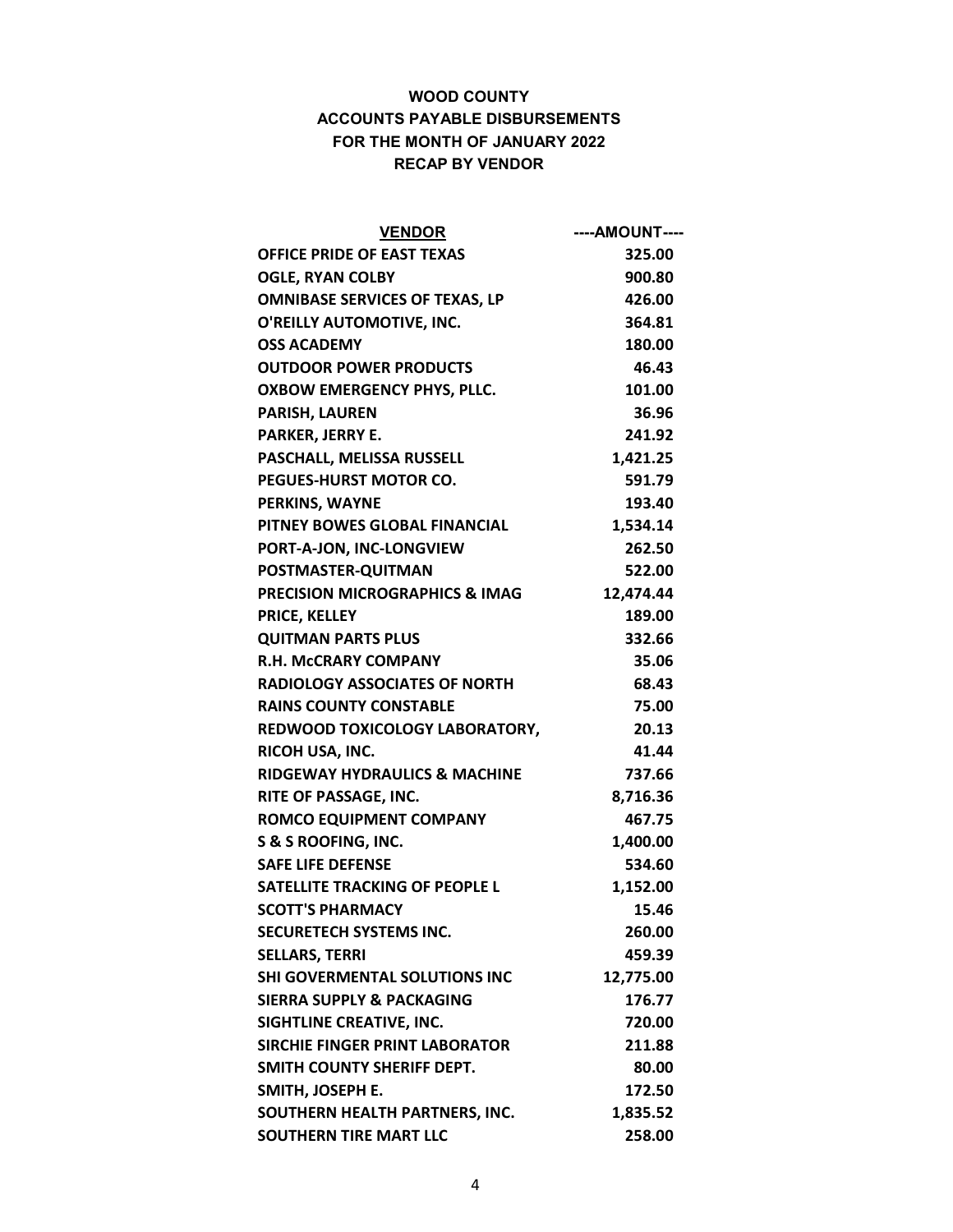# WOOD COUNTY
## ACCOUNTS PAYABLE DISBURSEMENTS
## FOR THE MONTH OF JANUARY 2022
## RECAP BY VENDOR

| VENDOR | ----AMOUNT---- |
|---|---:|
| OFFICE PRIDE OF EAST TEXAS | 325.00 |
| OGLE, RYAN COLBY | 900.80 |
| OMNIBASE SERVICES OF TEXAS, LP | 426.00 |
| O'REILLY AUTOMOTIVE, INC. | 364.81 |
| OSS ACADEMY | 180.00 |
| OUTDOOR POWER PRODUCTS | 46.43 |
| OXBOW EMERGENCY PHYS, PLLC. | 101.00 |
| PARISH, LAUREN | 36.96 |
| PARKER, JERRY E. | 241.92 |
| PASCHALL, MELISSA RUSSELL | 1,421.25 |
| PEGUES-HURST MOTOR CO. | 591.79 |
| PERKINS, WAYNE | 193.40 |
| PITNEY BOWES GLOBAL FINANCIAL | 1,534.14 |
| PORT-A-JON, INC-LONGVIEW | 262.50 |
| POSTMASTER-QUITMAN | 522.00 |
| PRECISION MICROGRAPHICS & IMAG | 12,474.44 |
| PRICE, KELLEY | 189.00 |
| QUITMAN PARTS PLUS | 332.66 |
| R.H. McCRARY COMPANY | 35.06 |
| RADIOLOGY ASSOCIATES OF NORTH | 68.43 |
| RAINS COUNTY CONSTABLE | 75.00 |
| REDWOOD TOXICOLOGY LABORATORY, | 20.13 |
| RICOH USA, INC. | 41.44 |
| RIDGEWAY HYDRAULICS & MACHINE | 737.66 |
| RITE OF PASSAGE, INC. | 8,716.36 |
| ROMCO EQUIPMENT COMPANY | 467.75 |
| S & S ROOFING, INC. | 1,400.00 |
| SAFE LIFE DEFENSE | 534.60 |
| SATELLITE TRACKING OF PEOPLE L | 1,152.00 |
| SCOTT'S PHARMACY | 15.46 |
| SECURETECH SYSTEMS INC. | 260.00 |
| SELLARS, TERRI | 459.39 |
| SHI GOVERMENTAL SOLUTIONS INC | 12,775.00 |
| SIERRA SUPPLY & PACKAGING | 176.77 |
| SIGHTLINE CREATIVE, INC. | 720.00 |
| SIRCHIE FINGER PRINT LABORATOR | 211.88 |
| SMITH COUNTY SHERIFF DEPT. | 80.00 |
| SMITH, JOSEPH E. | 172.50 |
| SOUTHERN HEALTH PARTNERS, INC. | 1,835.52 |
| SOUTHERN TIRE MART LLC | 258.00 |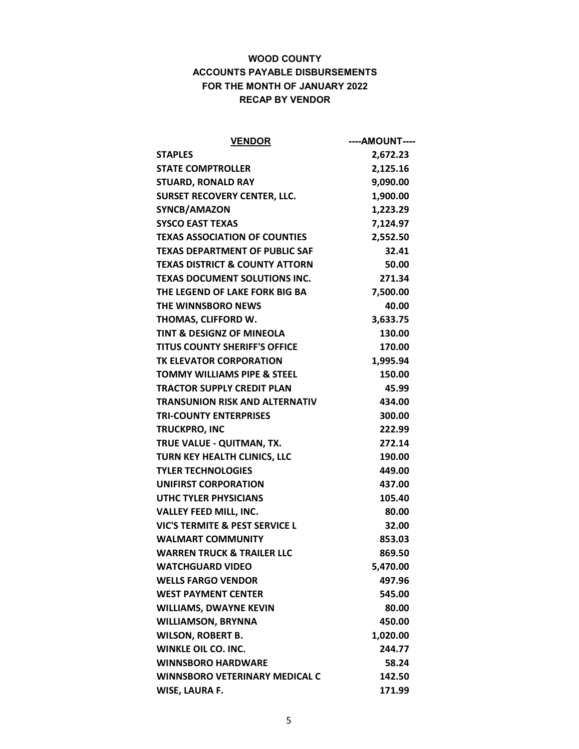**WOOD COUNTY**
**ACCOUNTS PAYABLE DISBURSEMENTS**
**FOR THE MONTH OF JANUARY 2022**
**RECAP BY VENDOR**

| VENDOR | ----AMOUNT---- |
|---|---:|
| STAPLES | 2,672.23 |
| STATE COMPTROLLER | 2,125.16 |
| STUARD, RONALD RAY | 9,090.00 |
| SURSET RECOVERY CENTER, LLC. | 1,900.00 |
| SYNCB/AMAZON | 1,223.29 |
| SYSCO EAST TEXAS | 7,124.97 |
| TEXAS ASSOCIATION OF COUNTIES | 2,552.50 |
| TEXAS DEPARTMENT OF PUBLIC SAF | 32.41 |
| TEXAS DISTRICT & COUNTY ATTORN | 50.00 |
| TEXAS DOCUMENT SOLUTIONS INC. | 271.34 |
| THE LEGEND OF LAKE FORK BIG BA | 7,500.00 |
| THE WINNSBORO NEWS | 40.00 |
| THOMAS, CLIFFORD W. | 3,633.75 |
| TINT & DESIGNZ OF MINEOLA | 130.00 |
| TITUS COUNTY SHERIFF'S OFFICE | 170.00 |
| TK ELEVATOR CORPORATION | 1,995.94 |
| TOMMY WILLIAMS PIPE & STEEL | 150.00 |
| TRACTOR SUPPLY CREDIT PLAN | 45.99 |
| TRANSUNION RISK AND ALTERNATIV | 434.00 |
| TRI-COUNTY ENTERPRISES | 300.00 |
| TRUCKPRO, INC | 222.99 |
| TRUE VALUE - QUITMAN, TX. | 272.14 |
| TURN KEY HEALTH CLINICS, LLC | 190.00 |
| TYLER TECHNOLOGIES | 449.00 |
| UNIFIRST CORPORATION | 437.00 |
| UTHC TYLER PHYSICIANS | 105.40 |
| VALLEY FEED MILL, INC. | 80.00 |
| VIC'S TERMITE & PEST SERVICE L | 32.00 |
| WALMART COMMUNITY | 853.03 |
| WARREN TRUCK & TRAILER LLC | 869.50 |
| WATCHGUARD VIDEO | 5,470.00 |
| WELLS FARGO VENDOR | 497.96 |
| WEST PAYMENT CENTER | 545.00 |
| WILLIAMS, DWAYNE KEVIN | 80.00 |
| WILLIAMSON, BRYNNA | 450.00 |
| WILSON, ROBERT B. | 1,020.00 |
| WINKLE OIL CO. INC. | 244.77 |
| WINNSBORO HARDWARE | 58.24 |
| WINNSBORO VETERINARY MEDICAL C | 142.50 |
| WISE, LAURA F. | 171.99 |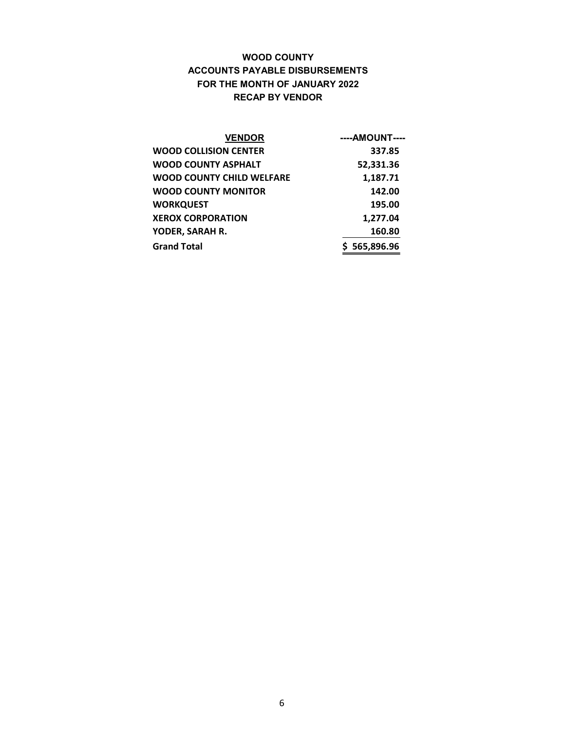**WOOD COUNTY**
**ACCOUNTS PAYABLE DISBURSEMENTS**
**FOR THE MONTH OF JANUARY 2022**
**RECAP BY VENDOR**

| VENDOR | ----AMOUNT---- |
|---|---|
| WOOD COLLISION CENTER | 337.85 |
| WOOD COUNTY ASPHALT | 52,331.36 |
| WOOD COUNTY CHILD WELFARE | 1,187.71 |
| WOOD COUNTY MONITOR | 142.00 |
| WORKQUEST | 195.00 |
| XEROX CORPORATION | 1,277.04 |
| YODER, SARAH R. | 160.80 |
| **Grand Total** | **$ 565,896.96** |